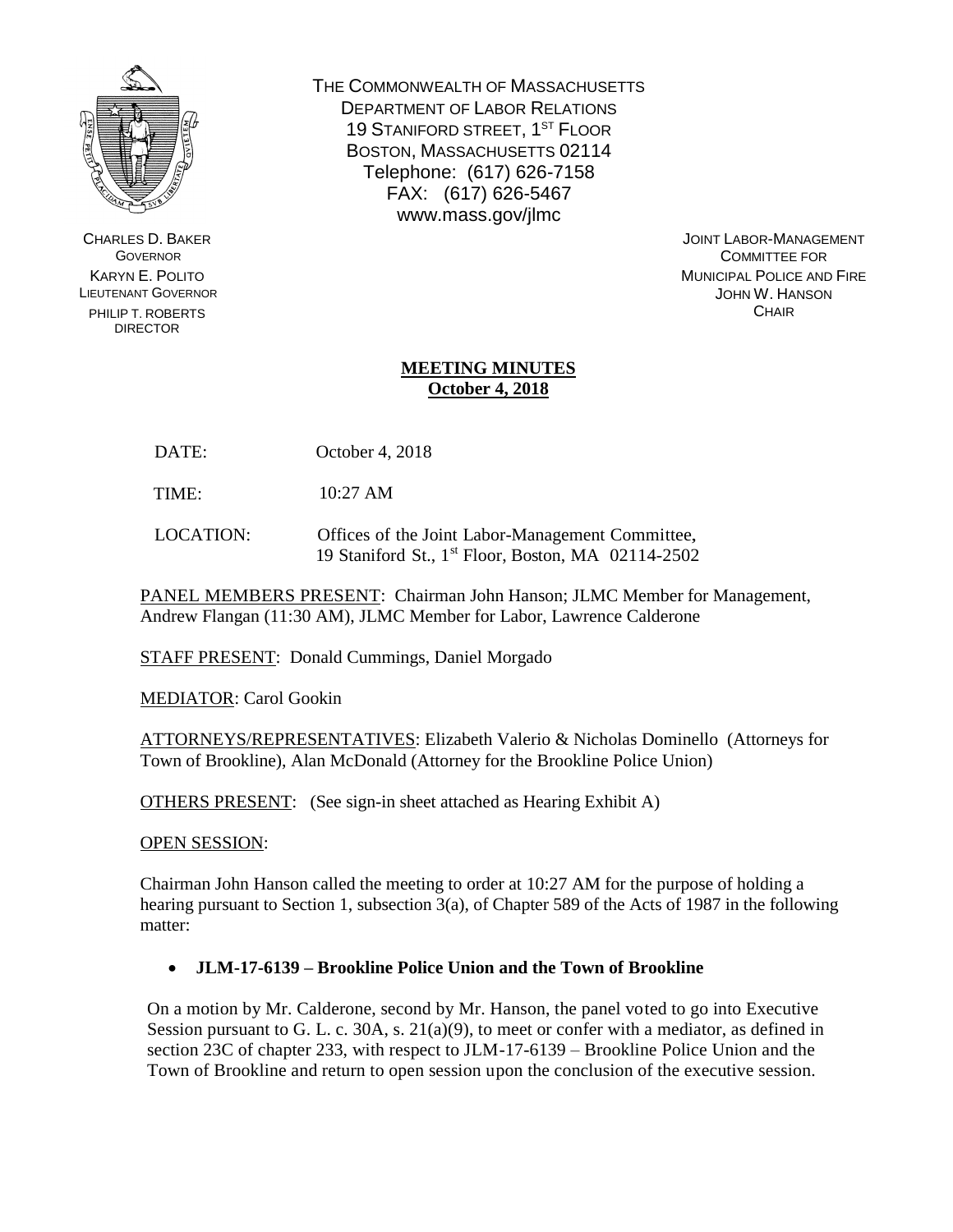THE COMMONWEALTH OF MASSACHUSETTS
DEPARTMENT OF LABOR RELATIONS
19 STANIFORD STREET, 1ST FLOOR
BOSTON, MASSACHUSETTS 02114
Telephone: (617) 626-7158
FAX: (617) 626-5467
www.mass.gov/jlmc

CHARLES D. BAKER
GOVERNOR
KARYN E. POLITO
LIEUTENANT GOVERNOR
PHILIP T. ROBERTS
DIRECTOR

JOINT LABOR-MANAGEMENT
COMMITTEE FOR
MUNICIPAL POLICE AND FIRE
JOHN W. HANSON
CHAIR

# MEETING MINUTES
## October 4, 2018

DATE: October 4, 2018

TIME: 10:27 AM

LOCATION: Offices of the Joint Labor-Management Committee, 19 Staniford St., 1st Floor, Boston, MA 02114-2502

PANEL MEMBERS PRESENT: Chairman John Hanson; JLMC Member for Management, Andrew Flangan (11:30 AM), JLMC Member for Labor, Lawrence Calderone

STAFF PRESENT: Donald Cummings, Daniel Morgado

MEDIATOR: Carol Gookin

ATTORNEYS/REPRESENTATIVES: Elizabeth Valerio & Nicholas Dominello (Attorneys for Town of Brookline), Alan McDonald (Attorney for the Brookline Police Union)

OTHERS PRESENT: (See sign-in sheet attached as Hearing Exhibit A)

OPEN SESSION:

Chairman John Hanson called the meeting to order at 10:27 AM for the purpose of holding a hearing pursuant to Section 1, subsection 3(a), of Chapter 589 of the Acts of 1987 in the following matter:

- **JLM-17-6139 – Brookline Police Union and the Town of Brookline**

On a motion by Mr. Calderone, second by Mr. Hanson, the panel voted to go into Executive Session pursuant to G. L. c. 30A, s. 21(a)(9), to meet or confer with a mediator, as defined in section 23C of chapter 233, with respect to JLM-17-6139 – Brookline Police Union and the Town of Brookline and return to open session upon the conclusion of the executive session.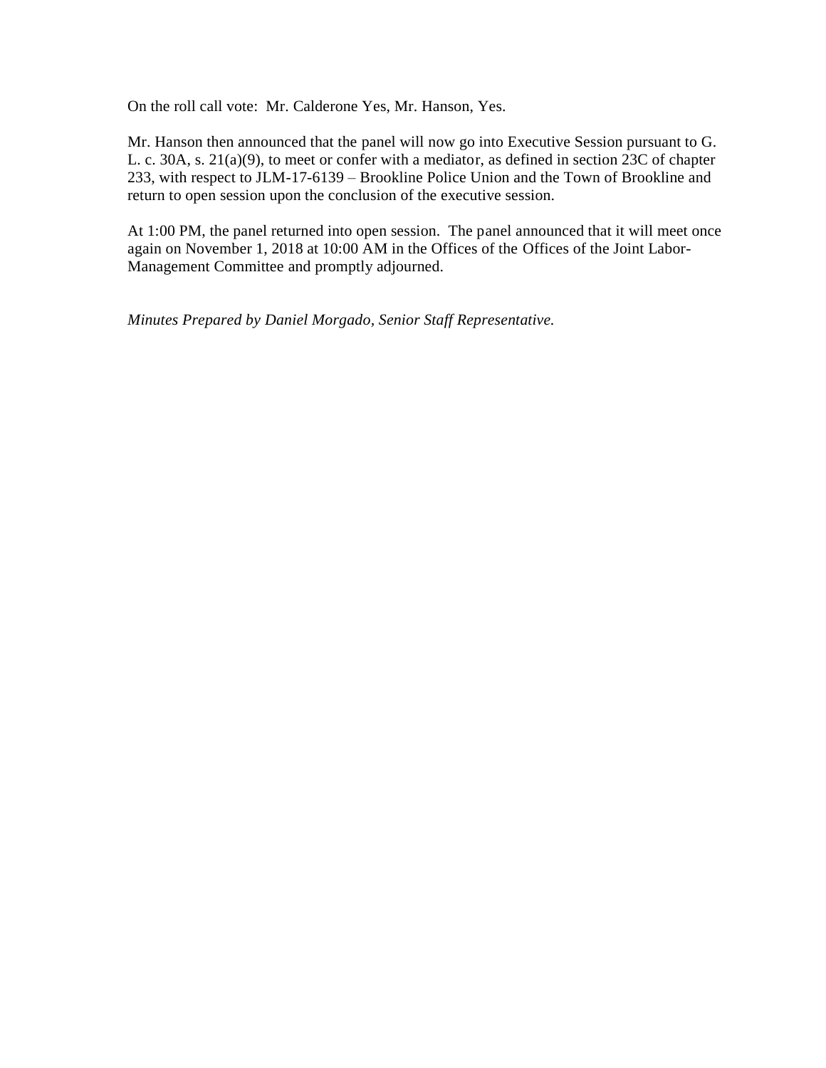On the roll call vote: Mr. Calderone Yes, Mr. Hanson, Yes.

Mr. Hanson then announced that the panel will now go into Executive Session pursuant to G. L. c. 30A, s. 21(a)(9), to meet or confer with a mediator, as defined in section 23C of chapter 233, with respect to JLM-17-6139 – Brookline Police Union and the Town of Brookline and return to open session upon the conclusion of the executive session.

At 1:00 PM, the panel returned into open session. The panel announced that it will meet once again on November 1, 2018 at 10:00 AM in the Offices of the Offices of the Joint Labor-Management Committee and promptly adjourned.

*Minutes Prepared by Daniel Morgado, Senior Staff Representative.*